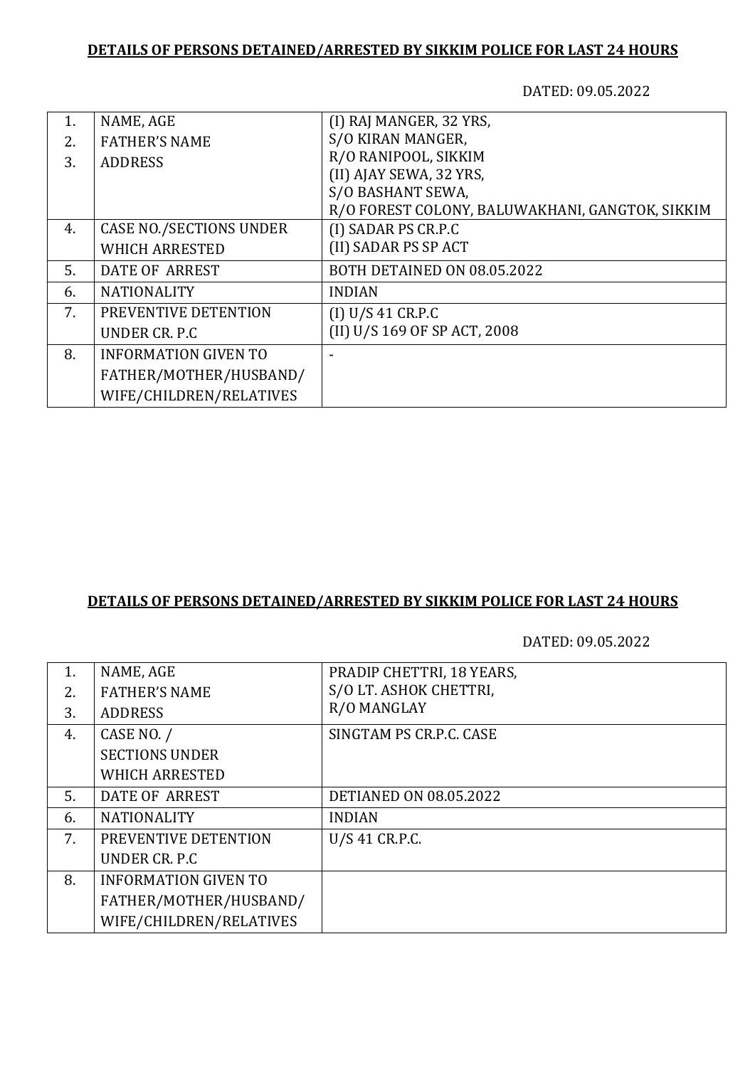**DETAILS OF PERSONS DETAINED/ARRESTED BY SIKKIM POLICE FOR LAST 24 HOURS**

DATED: 09.05.2022

| | | |
|---|---|---|
| 1.<br>2.<br>3. | NAME, AGE<br>FATHER'S NAME<br>ADDRESS | (I) RAJ MANGER, 32 YRS,<br>S/O KIRAN MANGER,<br>R/O RANIPOOL, SIKKIM<br>(II) AJAY SEWA, 32 YRS,<br>S/O BASHANT SEWA,<br>R/O FOREST COLONY, BALUWAKHANI, GANGTOK, SIKKIM |
| 4. | CASE NO./SECTIONS UNDER WHICH ARRESTED | (I) SADAR PS CR.P.C<br>(II) SADAR PS SP ACT |
| 5. | DATE OF ARREST | BOTH DETAINED ON 08.05.2022 |
| 6. | NATIONALITY | INDIAN |
| 7. | PREVENTIVE DETENTION UNDER CR. P.C | (I) U/S 41 CR.P.C<br>(II) U/S 169 OF SP ACT, 2008 |
| 8. | INFORMATION GIVEN TO FATHER/MOTHER/HUSBAND/ WIFE/CHILDREN/RELATIVES | - |

**DETAILS OF PERSONS DETAINED/ARRESTED BY SIKKIM POLICE FOR LAST 24 HOURS**

DATED: 09.05.2022

| | | |
|---|---|---|
| 1.<br>2.<br>3. | NAME, AGE<br>FATHER'S NAME<br>ADDRESS | PRADIP CHETTRI, 18 YEARS,<br>S/O LT. ASHOK CHETTRI,<br>R/O MANGLAY |
| 4. | CASE NO. /<br>SECTIONS UNDER<br>WHICH ARRESTED | SINGTAM PS CR.P.C. CASE |
| 5. | DATE OF ARREST | DETIANED ON 08.05.2022 |
| 6. | NATIONALITY | INDIAN |
| 7. | PREVENTIVE DETENTION UNDER CR. P.C | U/S 41 CR.P.C. |
| 8. | INFORMATION GIVEN TO FATHER/MOTHER/HUSBAND/ WIFE/CHILDREN/RELATIVES | |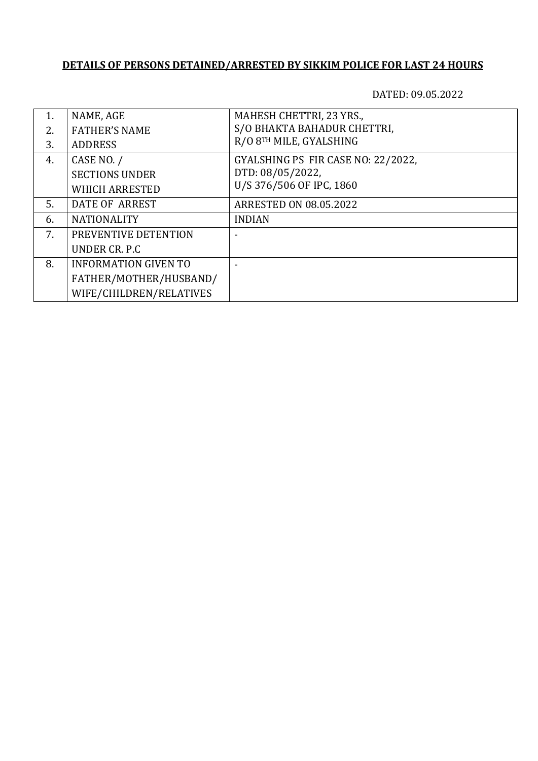**DETAILS OF PERSONS DETAINED/ARRESTED BY SIKKIM POLICE FOR LAST 24 HOURS**

DATED: 09.05.2022

| | | |
|---|---|---|
| 1.<br>2.<br>3. | NAME, AGE<br>FATHER'S NAME<br>ADDRESS | MAHESH CHETTRI, 23 YRS.,<br>S/O BHAKTA BAHADUR CHETTRI,<br>R/O 8TH MILE, GYALSHING |
| 4. | CASE NO. /<br>SECTIONS UNDER<br>WHICH ARRESTED | GYALSHING PS FIR CASE NO: 22/2022,<br>DTD: 08/05/2022,<br>U/S 376/506 OF IPC, 1860 |
| 5. | DATE OF ARREST | ARRESTED ON 08.05.2022 |
| 6. | NATIONALITY | INDIAN |
| 7. | PREVENTIVE DETENTION<br>UNDER CR. P.C | - |
| 8. | INFORMATION GIVEN TO<br>FATHER/MOTHER/HUSBAND/<br>WIFE/CHILDREN/RELATIVES | - |